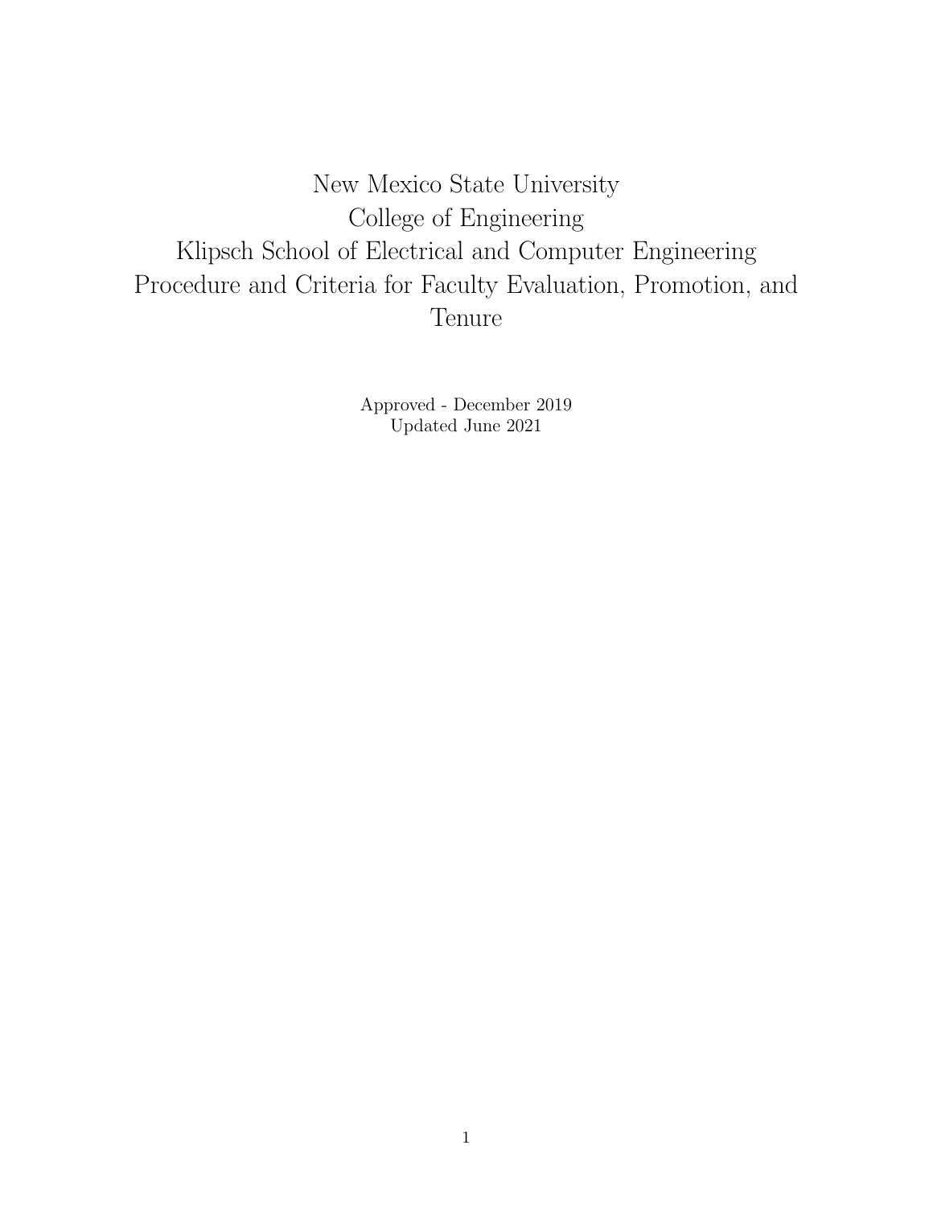# New Mexico State University
# College of Engineering
# Klipsch School of Electrical and Computer Engineering
# Procedure and Criteria for Faculty Evaluation, Promotion, and Tenure

Approved - December 2019
Updated June 2021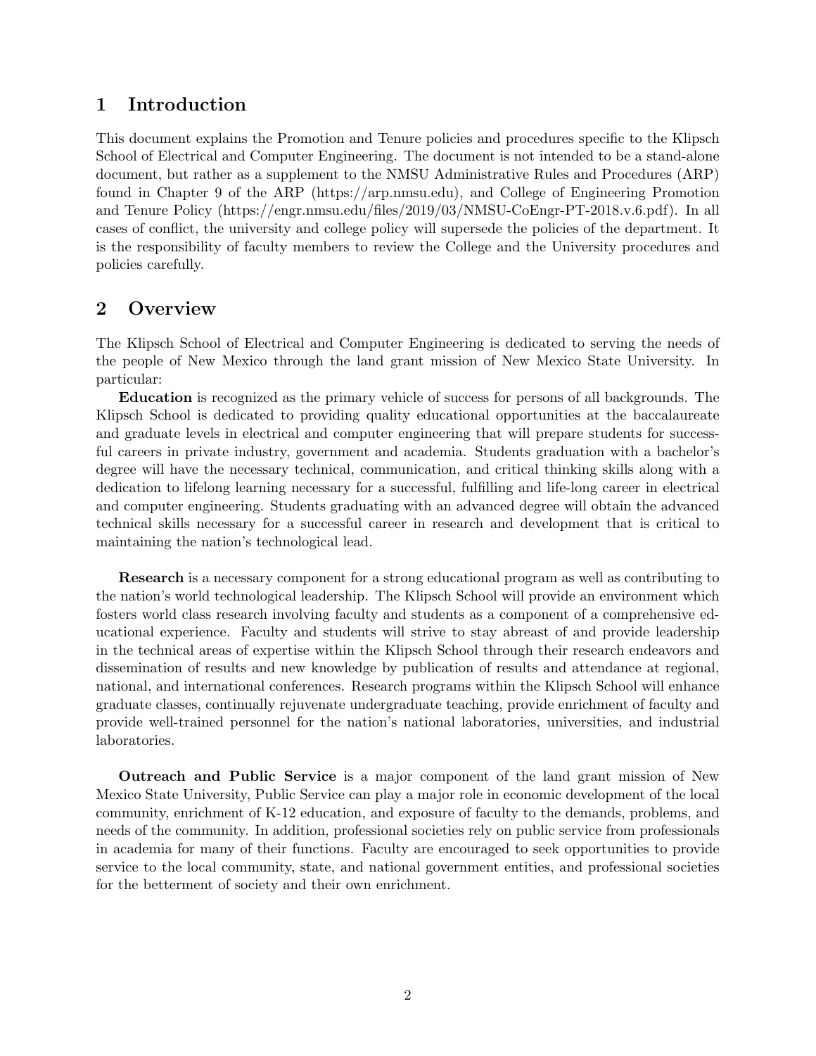# 1 Introduction

This document explains the Promotion and Tenure policies and procedures specific to the Klipsch School of Electrical and Computer Engineering. The document is not intended to be a stand-alone document, but rather as a supplement to the NMSU Administrative Rules and Procedures (ARP) found in Chapter 9 of the ARP (https://arp.nmsu.edu), and College of Engineering Promotion and Tenure Policy (https://engr.nmsu.edu/files/2019/03/NMSU-CoEngr-PT-2018.v.6.pdf). In all cases of conflict, the university and college policy will supersede the policies of the department. It is the responsibility of faculty members to review the College and the University procedures and policies carefully.

# 2 Overview

The Klipsch School of Electrical and Computer Engineering is dedicated to serving the needs of the people of New Mexico through the land grant mission of New Mexico State University. In particular:

**Education** is recognized as the primary vehicle of success for persons of all backgrounds. The Klipsch School is dedicated to providing quality educational opportunities at the baccalaureate and graduate levels in electrical and computer engineering that will prepare students for successful careers in private industry, government and academia. Students graduation with a bachelor's degree will have the necessary technical, communication, and critical thinking skills along with a dedication to lifelong learning necessary for a successful, fulfilling and life-long career in electrical and computer engineering. Students graduating with an advanced degree will obtain the advanced technical skills necessary for a successful career in research and development that is critical to maintaining the nation's technological lead.

**Research** is a necessary component for a strong educational program as well as contributing to the nation's world technological leadership. The Klipsch School will provide an environment which fosters world class research involving faculty and students as a component of a comprehensive educational experience. Faculty and students will strive to stay abreast of and provide leadership in the technical areas of expertise within the Klipsch School through their research endeavors and dissemination of results and new knowledge by publication of results and attendance at regional, national, and international conferences. Research programs within the Klipsch School will enhance graduate classes, continually rejuvenate undergraduate teaching, provide enrichment of faculty and provide well-trained personnel for the nation's national laboratories, universities, and industrial laboratories.

**Outreach and Public Service** is a major component of the land grant mission of New Mexico State University, Public Service can play a major role in economic development of the local community, enrichment of K-12 education, and exposure of faculty to the demands, problems, and needs of the community. In addition, professional societies rely on public service from professionals in academia for many of their functions. Faculty are encouraged to seek opportunities to provide service to the local community, state, and national government entities, and professional societies for the betterment of society and their own enrichment.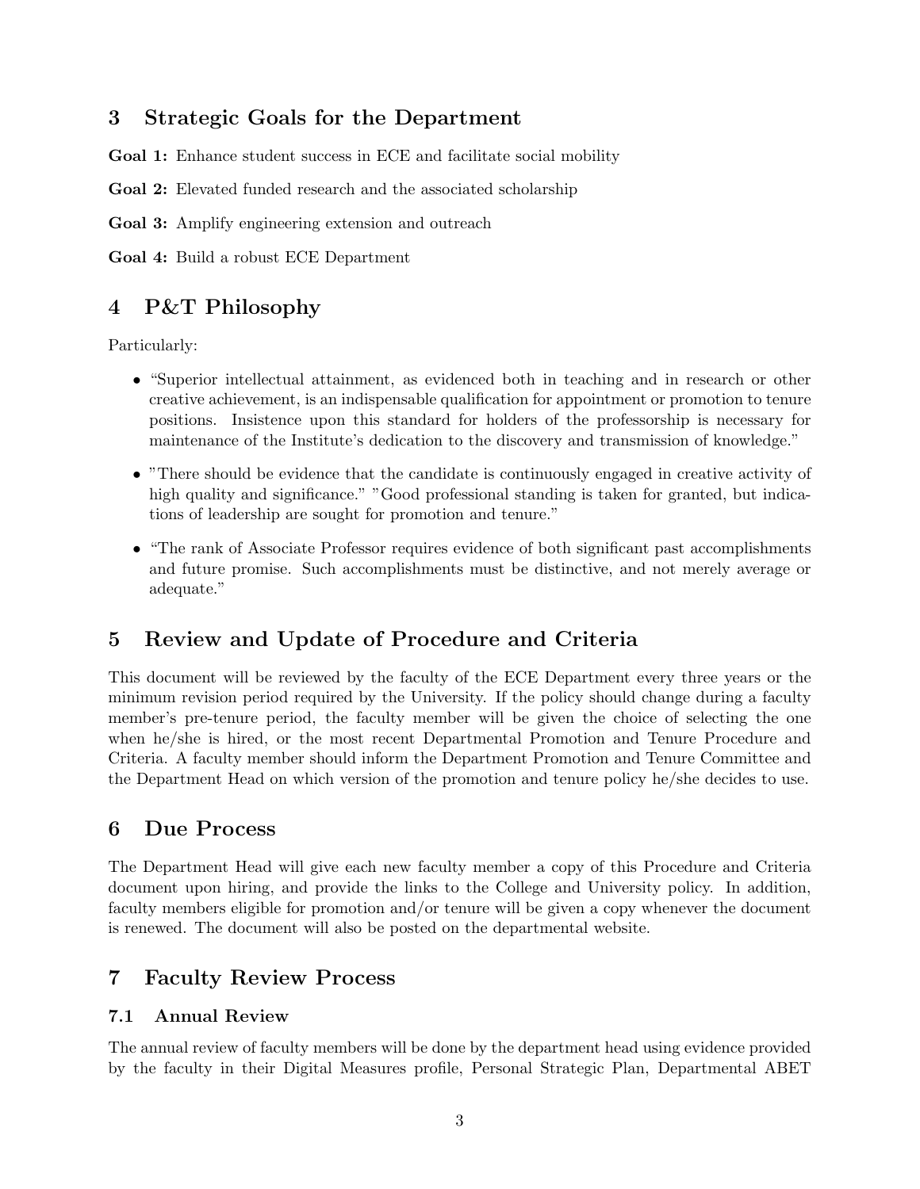## 3 Strategic Goals for the Department

**Goal 1:** Enhance student success in ECE and facilitate social mobility

**Goal 2:** Elevated funded research and the associated scholarship

**Goal 3:** Amplify engineering extension and outreach

**Goal 4:** Build a robust ECE Department

## 4 P&T Philosophy

Particularly:

- "Superior intellectual attainment, as evidenced both in teaching and in research or other creative achievement, is an indispensable qualification for appointment or promotion to tenure positions. Insistence upon this standard for holders of the professorship is necessary for maintenance of the Institute's dedication to the discovery and transmission of knowledge."
- "There should be evidence that the candidate is continuously engaged in creative activity of high quality and significance." "Good professional standing is taken for granted, but indications of leadership are sought for promotion and tenure."
- "The rank of Associate Professor requires evidence of both significant past accomplishments and future promise. Such accomplishments must be distinctive, and not merely average or adequate."

## 5 Review and Update of Procedure and Criteria

This document will be reviewed by the faculty of the ECE Department every three years or the minimum revision period required by the University. If the policy should change during a faculty member's pre-tenure period, the faculty member will be given the choice of selecting the one when he/she is hired, or the most recent Departmental Promotion and Tenure Procedure and Criteria. A faculty member should inform the Department Promotion and Tenure Committee and the Department Head on which version of the promotion and tenure policy he/she decides to use.

## 6 Due Process

The Department Head will give each new faculty member a copy of this Procedure and Criteria document upon hiring, and provide the links to the College and University policy. In addition, faculty members eligible for promotion and/or tenure will be given a copy whenever the document is renewed. The document will also be posted on the departmental website.

## 7 Faculty Review Process

### 7.1 Annual Review

The annual review of faculty members will be done by the department head using evidence provided by the faculty in their Digital Measures profile, Personal Strategic Plan, Departmental ABET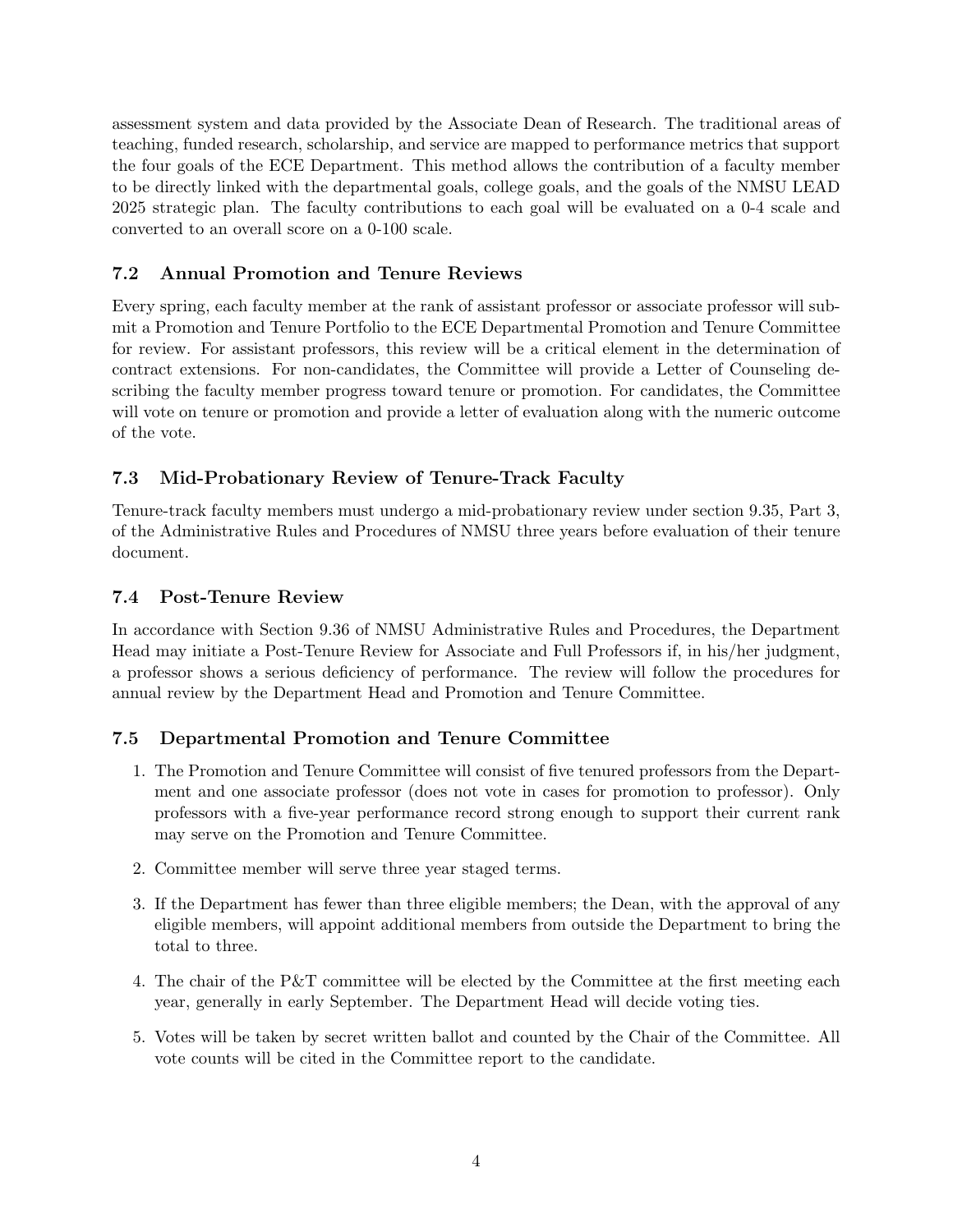assessment system and data provided by the Associate Dean of Research. The traditional areas of teaching, funded research, scholarship, and service are mapped to performance metrics that support the four goals of the ECE Department. This method allows the contribution of a faculty member to be directly linked with the departmental goals, college goals, and the goals of the NMSU LEAD 2025 strategic plan. The faculty contributions to each goal will be evaluated on a 0-4 scale and converted to an overall score on a 0-100 scale.

### 7.2 Annual Promotion and Tenure Reviews

Every spring, each faculty member at the rank of assistant professor or associate professor will submit a Promotion and Tenure Portfolio to the ECE Departmental Promotion and Tenure Committee for review. For assistant professors, this review will be a critical element in the determination of contract extensions. For non-candidates, the Committee will provide a Letter of Counseling describing the faculty member progress toward tenure or promotion. For candidates, the Committee will vote on tenure or promotion and provide a letter of evaluation along with the numeric outcome of the vote.

### 7.3 Mid-Probationary Review of Tenure-Track Faculty

Tenure-track faculty members must undergo a mid-probationary review under section 9.35, Part 3, of the Administrative Rules and Procedures of NMSU three years before evaluation of their tenure document.

### 7.4 Post-Tenure Review

In accordance with Section 9.36 of NMSU Administrative Rules and Procedures, the Department Head may initiate a Post-Tenure Review for Associate and Full Professors if, in his/her judgment, a professor shows a serious deficiency of performance. The review will follow the procedures for annual review by the Department Head and Promotion and Tenure Committee.

### 7.5 Departmental Promotion and Tenure Committee

1. The Promotion and Tenure Committee will consist of five tenured professors from the Department and one associate professor (does not vote in cases for promotion to professor). Only professors with a five-year performance record strong enough to support their current rank may serve on the Promotion and Tenure Committee.
2. Committee member will serve three year staged terms.
3. If the Department has fewer than three eligible members; the Dean, with the approval of any eligible members, will appoint additional members from outside the Department to bring the total to three.
4. The chair of the P&T committee will be elected by the Committee at the first meeting each year, generally in early September. The Department Head will decide voting ties.
5. Votes will be taken by secret written ballot and counted by the Chair of the Committee. All vote counts will be cited in the Committee report to the candidate.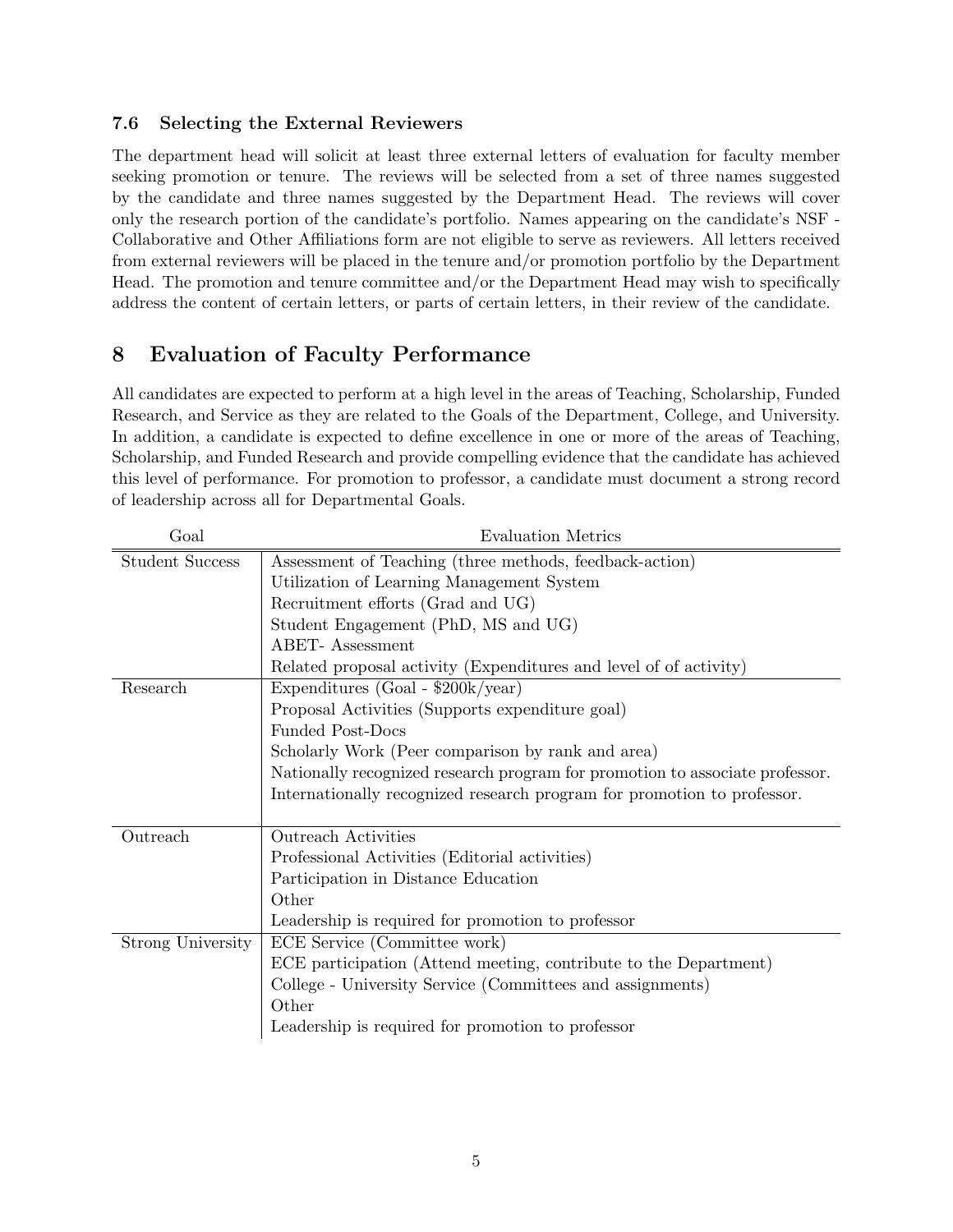### 7.6 Selecting the External Reviewers

The department head will solicit at least three external letters of evaluation for faculty member seeking promotion or tenure. The reviews will be selected from a set of three names suggested by the candidate and three names suggested by the Department Head. The reviews will cover only the research portion of the candidate's portfolio. Names appearing on the candidate's NSF - Collaborative and Other Affiliations form are not eligible to serve as reviewers. All letters received from external reviewers will be placed in the tenure and/or promotion portfolio by the Department Head. The promotion and tenure committee and/or the Department Head may wish to specifically address the content of certain letters, or parts of certain letters, in their review of the candidate.

## 8 Evaluation of Faculty Performance

All candidates are expected to perform at a high level in the areas of Teaching, Scholarship, Funded Research, and Service as they are related to the Goals of the Department, College, and University. In addition, a candidate is expected to define excellence in one or more of the areas of Teaching, Scholarship, and Funded Research and provide compelling evidence that the candidate has achieved this level of performance. For promotion to professor, a candidate must document a strong record of leadership across all for Departmental Goals.

| Goal | Evaluation Metrics |
|---|---|
| Student Success | Assessment of Teaching (three methods, feedback-action) |
| | Utilization of Learning Management System |
| | Recruitment efforts (Grad and UG) |
| | Student Engagement (PhD, MS and UG) |
| | ABET- Assessment |
| | Related proposal activity (Expenditures and level of of activity) |
| Research | Expenditures (Goal - $200k/year) |
| | Proposal Activities (Supports expenditure goal) |
| | Funded Post-Docs |
| | Scholarly Work (Peer comparison by rank and area) |
| | Nationally recognized research program for promotion to associate professor. |
| | Internationally recognized research program for promotion to professor. |
| Outreach | Outreach Activities |
| | Professional Activities (Editorial activities) |
| | Participation in Distance Education |
| | Other |
| | Leadership is required for promotion to professor |
| Strong University | ECE Service (Committee work) |
| | ECE participation (Attend meeting, contribute to the Department) |
| | College - University Service (Committees and assignments) |
| | Other |
| | Leadership is required for promotion to professor |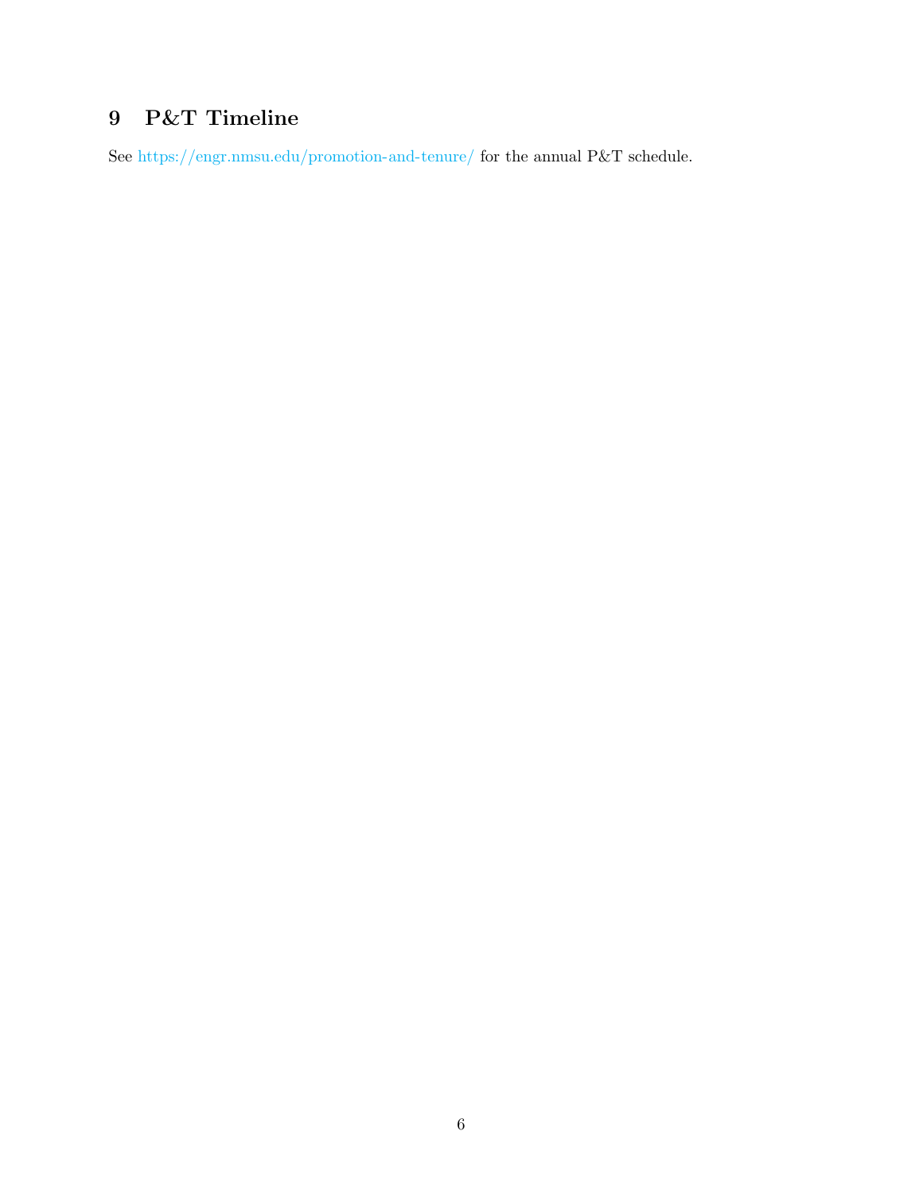## 9 P&T Timeline

See https://engr.nmsu.edu/promotion-and-tenure/ for the annual P&T schedule.